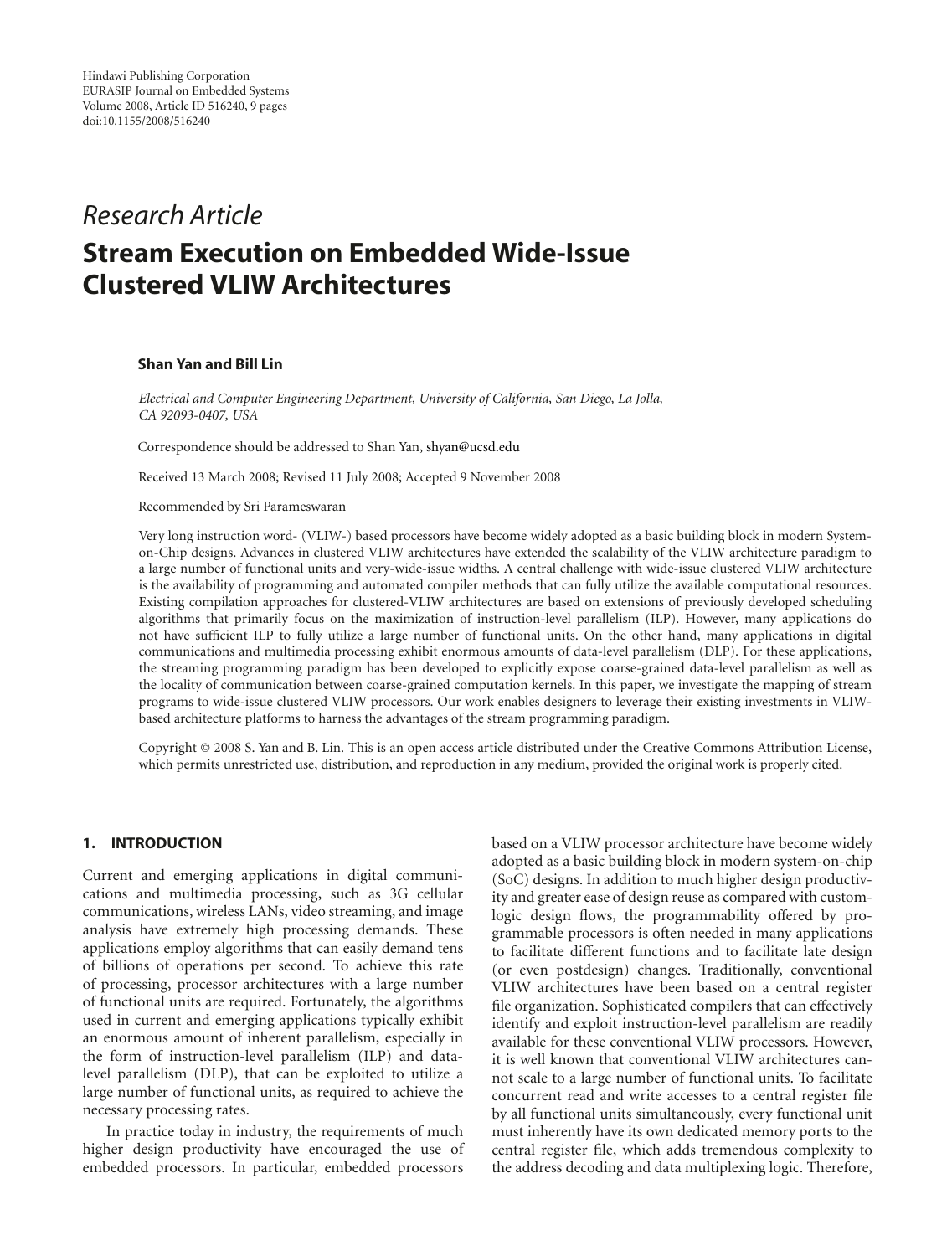Hindawi Publishing Corporation
EURASIP Journal on Embedded Systems
Volume 2008, Article ID 516240, 9 pages
doi:10.1155/2008/516240

*Research Article*

# Stream Execution on Embedded Wide-Issue Clustered VLIW Architectures

**Shan Yan and Bill Lin**

*Electrical and Computer Engineering Department, University of California, San Diego, La Jolla, CA 92093-0407, USA*

Correspondence should be addressed to Shan Yan, shyan@ucsd.edu

Received 13 March 2008; Revised 11 July 2008; Accepted 9 November 2008

Recommended by Sri Parameswaran

Very long instruction word- (VLIW-) based processors have become widely adopted as a basic building block in modern System-on-Chip designs. Advances in clustered VLIW architectures have extended the scalability of the VLIW architecture paradigm to a large number of functional units and very-wide-issue widths. A central challenge with wide-issue clustered VLIW architecture is the availability of programming and automated compiler methods that can fully utilize the available computational resources. Existing compilation approaches for clustered-VLIW architectures are based on extensions of previously developed scheduling algorithms that primarily focus on the maximization of instruction-level parallelism (ILP). However, many applications do not have sufficient ILP to fully utilize a large number of functional units. On the other hand, many applications in digital communications and multimedia processing exhibit enormous amounts of data-level parallelism (DLP). For these applications, the streaming programming paradigm has been developed to explicitly expose coarse-grained data-level parallelism as well as the locality of communication between coarse-grained computation kernels. In this paper, we investigate the mapping of stream programs to wide-issue clustered VLIW processors. Our work enables designers to leverage their existing investments in VLIW-based architecture platforms to harness the advantages of the stream programming paradigm.

Copyright © 2008 S. Yan and B. Lin. This is an open access article distributed under the Creative Commons Attribution License, which permits unrestricted use, distribution, and reproduction in any medium, provided the original work is properly cited.

## 1. INTRODUCTION

Current and emerging applications in digital communications and multimedia processing, such as 3G cellular communications, wireless LANs, video streaming, and image analysis have extremely high processing demands. These applications employ algorithms that can easily demand tens of billions of operations per second. To achieve this rate of processing, processor architectures with a large number of functional units are required. Fortunately, the algorithms used in current and emerging applications typically exhibit an enormous amount of inherent parallelism, especially in the form of instruction-level parallelism (ILP) and data-level parallelism (DLP), that can be exploited to utilize a large number of functional units, as required to achieve the necessary processing rates.

In practice today in industry, the requirements of much higher design productivity have encouraged the use of embedded processors. In particular, embedded processors based on a VLIW processor architecture have become widely adopted as a basic building block in modern system-on-chip (SoC) designs. In addition to much higher design productivity and greater ease of design reuse as compared with custom-logic design flows, the programmability offered by programmable processors is often needed in many applications to facilitate different functions and to facilitate late design (or even postdesign) changes. Traditionally, conventional VLIW architectures have been based on a central register file organization. Sophisticated compilers that can effectively identify and exploit instruction-level parallelism are readily available for these conventional VLIW processors. However, it is well known that conventional VLIW architectures cannot scale to a large number of functional units. To facilitate concurrent read and write accesses to a central register file by all functional units simultaneously, every functional unit must inherently have its own dedicated memory ports to the central register file, which adds tremendous complexity to the address decoding and data multiplexing logic. Therefore,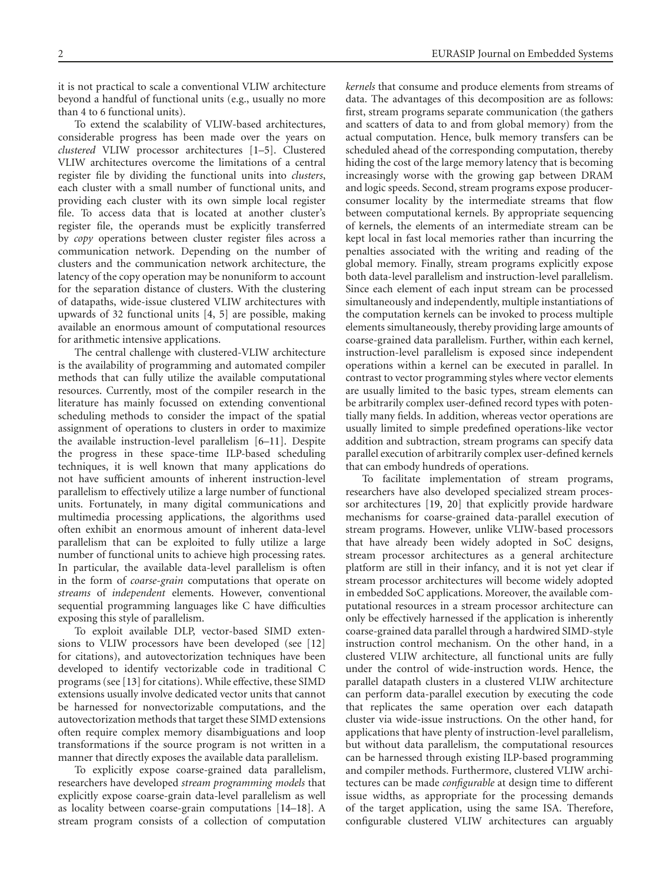it is not practical to scale a conventional VLIW architecture beyond a handful of functional units (e.g., usually no more than 4 to 6 functional units).

To extend the scalability of VLIW-based architectures, considerable progress has been made over the years on *clustered* VLIW processor architectures [1–5]. Clustered VLIW architectures overcome the limitations of a central register file by dividing the functional units into *clusters*, each cluster with a small number of functional units, and providing each cluster with its own simple local register file. To access data that is located at another cluster's register file, the operands must be explicitly transferred by *copy* operations between cluster register files across a communication network. Depending on the number of clusters and the communication network architecture, the latency of the copy operation may be nonuniform to account for the separation distance of clusters. With the clustering of datapaths, wide-issue clustered VLIW architectures with upwards of 32 functional units [4, 5] are possible, making available an enormous amount of computational resources for arithmetic intensive applications.

The central challenge with clustered-VLIW architecture is the availability of programming and automated compiler methods that can fully utilize the available computational resources. Currently, most of the compiler research in the literature has mainly focussed on extending conventional scheduling methods to consider the impact of the spatial assignment of operations to clusters in order to maximize the available instruction-level parallelism [6–11]. Despite the progress in these space-time ILP-based scheduling techniques, it is well known that many applications do not have sufficient amounts of inherent instruction-level parallelism to effectively utilize a large number of functional units. Fortunately, in many digital communications and multimedia processing applications, the algorithms used often exhibit an enormous amount of inherent data-level parallelism that can be exploited to fully utilize a large number of functional units to achieve high processing rates. In particular, the available data-level parallelism is often in the form of *coarse-grain* computations that operate on *streams* of *independent* elements. However, conventional sequential programming languages like C have difficulties exposing this style of parallelism.

To exploit available DLP, vector-based SIMD extensions to VLIW processors have been developed (see [12] for citations), and autovectorization techniques have been developed to identify vectorizable code in traditional C programs (see [13] for citations). While effective, these SIMD extensions usually involve dedicated vector units that cannot be harnessed for nonvectorizable computations, and the autovectorization methods that target these SIMD extensions often require complex memory disambiguations and loop transformations if the source program is not written in a manner that directly exposes the available data parallelism.

To explicitly expose coarse-grained data parallelism, researchers have developed *stream programming models* that explicitly expose coarse-grain data-level parallelism as well as locality between coarse-grain computations [14–18]. A stream program consists of a collection of computation *kernels* that consume and produce elements from streams of data. The advantages of this decomposition are as follows: first, stream programs separate communication (the gathers and scatters of data to and from global memory) from the actual computation. Hence, bulk memory transfers can be scheduled ahead of the corresponding computation, thereby hiding the cost of the large memory latency that is becoming increasingly worse with the growing gap between DRAM and logic speeds. Second, stream programs expose producer-consumer locality by the intermediate streams that flow between computational kernels. By appropriate sequencing of kernels, the elements of an intermediate stream can be kept local in fast local memories rather than incurring the penalties associated with the writing and reading of the global memory. Finally, stream programs explicitly expose both data-level parallelism and instruction-level parallelism. Since each element of each input stream can be processed simultaneously and independently, multiple instantiations of the computation kernels can be invoked to process multiple elements simultaneously, thereby providing large amounts of coarse-grained data parallelism. Further, within each kernel, instruction-level parallelism is exposed since independent operations within a kernel can be executed in parallel. In contrast to vector programming styles where vector elements are usually limited to the basic types, stream elements can be arbitrarily complex user-defined record types with potentially many fields. In addition, whereas vector operations are usually limited to simple predefined operations-like vector addition and subtraction, stream programs can specify data parallel execution of arbitrarily complex user-defined kernels that can embody hundreds of operations.

To facilitate implementation of stream programs, researchers have also developed specialized stream processor architectures [19, 20] that explicitly provide hardware mechanisms for coarse-grained data-parallel execution of stream programs. However, unlike VLIW-based processors that have already been widely adopted in SoC designs, stream processor architectures as a general architecture platform are still in their infancy, and it is not yet clear if stream processor architectures will become widely adopted in embedded SoC applications. Moreover, the available computational resources in a stream processor architecture can only be effectively harnessed if the application is inherently coarse-grained data parallel through a hardwired SIMD-style instruction control mechanism. On the other hand, in a clustered VLIW architecture, all functional units are fully under the control of wide-instruction words. Hence, the parallel datapath clusters in a clustered VLIW architecture can perform data-parallel execution by executing the code that replicates the same operation over each datapath cluster via wide-issue instructions. On the other hand, for applications that have plenty of instruction-level parallelism, but without data parallelism, the computational resources can be harnessed through existing ILP-based programming and compiler methods. Furthermore, clustered VLIW architectures can be made *configurable* at design time to different issue widths, as appropriate for the processing demands of the target application, using the same ISA. Therefore, configurable clustered VLIW architectures can arguably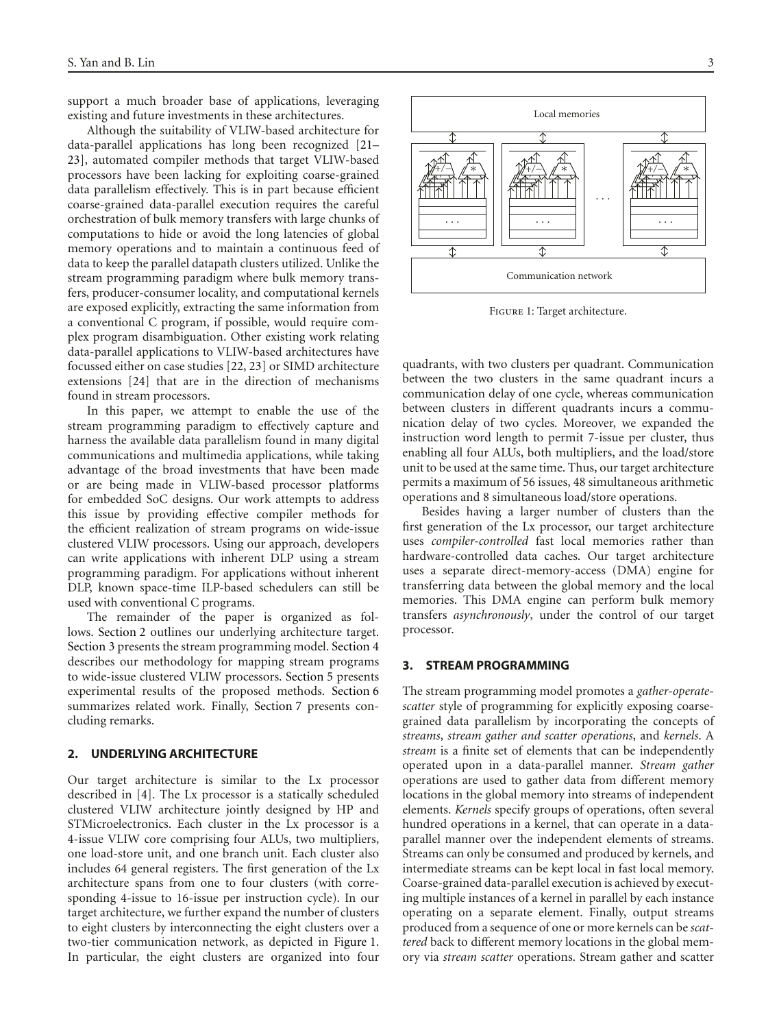support a much broader base of applications, leveraging existing and future investments in these architectures.

Although the suitability of VLIW-based architecture for data-parallel applications has long been recognized [21–23], automated compiler methods that target VLIW-based processors have been lacking for exploiting coarse-grained data parallelism effectively. This is in part because efficient coarse-grained data-parallel execution requires the careful orchestration of bulk memory transfers with large chunks of computations to hide or avoid the long latencies of global memory operations and to maintain a continuous feed of data to keep the parallel datapath clusters utilized. Unlike the stream programming paradigm where bulk memory transfers, producer-consumer locality, and computational kernels are exposed explicitly, extracting the same information from a conventional C program, if possible, would require complex program disambiguation. Other existing work relating data-parallel applications to VLIW-based architectures have focussed either on case studies [22, 23] or SIMD architecture extensions [24] that are in the direction of mechanisms found in stream processors.

In this paper, we attempt to enable the use of the stream programming paradigm to effectively capture and harness the available data parallelism found in many digital communications and multimedia applications, while taking advantage of the broad investments that have been made or are being made in VLIW-based processor platforms for embedded SoC designs. Our work attempts to address this issue by providing effective compiler methods for the efficient realization of stream programs on wide-issue clustered VLIW processors. Using our approach, developers can write applications with inherent DLP using a stream programming paradigm. For applications without inherent DLP, known space-time ILP-based schedulers can still be used with conventional C programs.

The remainder of the paper is organized as follows. Section 2 outlines our underlying architecture target. Section 3 presents the stream programming model. Section 4 describes our methodology for mapping stream programs to wide-issue clustered VLIW processors. Section 5 presents experimental results of the proposed methods. Section 6 summarizes related work. Finally, Section 7 presents concluding remarks.

## 2. UNDERLYING ARCHITECTURE

Our target architecture is similar to the Lx processor described in [4]. The Lx processor is a statically scheduled clustered VLIW architecture jointly designed by HP and STMicroelectronics. Each cluster in the Lx processor is a 4-issue VLIW core comprising four ALUs, two multipliers, one load-store unit, and one branch unit. Each cluster also includes 64 general registers. The first generation of the Lx architecture spans from one to four clusters (with corresponding 4-issue to 16-issue per instruction cycle). In our target architecture, we further expand the number of clusters to eight clusters by interconnecting the eight clusters over a two-tier communication network, as depicted in Figure 1. In particular, the eight clusters are organized into four quadrants, with two clusters per quadrant. Communication between the two clusters in the same quadrant incurs a communication delay of one cycle, whereas communication between clusters in different quadrants incurs a communication delay of two cycles. Moreover, we expanded the instruction word length to permit 7-issue per cluster, thus enabling all four ALUs, both multipliers, and the load/store unit to be used at the same time. Thus, our target architecture permits a maximum of 56 issues, 48 simultaneous arithmetic operations and 8 simultaneous load/store operations.

Figure 1: Target architecture.

Besides having a larger number of clusters than the first generation of the Lx processor, our target architecture uses *compiler-controlled* fast local memories rather than hardware-controlled data caches. Our target architecture uses a separate direct-memory-access (DMA) engine for transferring data between the global memory and the local memories. This DMA engine can perform bulk memory transfers *asynchronously*, under the control of our target processor.

## 3. STREAM PROGRAMMING

The stream programming model promotes a *gather-operate-scatter* style of programming for explicitly exposing coarse-grained data parallelism by incorporating the concepts of *streams*, *stream gather and scatter operations*, and *kernels*. A *stream* is a finite set of elements that can be independently operated upon in a data-parallel manner. *Stream gather* operations are used to gather data from different memory locations in the global memory into streams of independent elements. *Kernels* specify groups of operations, often several hundred operations in a kernel, that can operate in a data-parallel manner over the independent elements of streams. Streams can only be consumed and produced by kernels, and intermediate streams can be kept local in fast local memory. Coarse-grained data-parallel execution is achieved by executing multiple instances of a kernel in parallel by each instance operating on a separate element. Finally, output streams produced from a sequence of one or more kernels can be *scattered* back to different memory locations in the global memory via *stream scatter* operations. Stream gather and scatter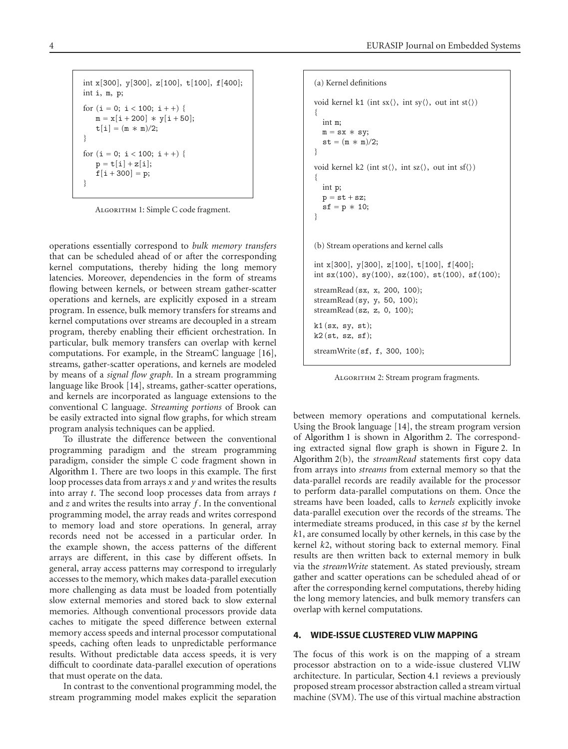```
int x[300], y[300], z[100], t[100], f[400];
int i, m, p;

for (i = 0; i < 100; i++) {
    m = x[i + 200] * y[i + 50];
    t[i] = (m * m)/2;
}

for (i = 0; i < 100; i++) {
    p = t[i] + z[i];
    f[i + 300] = p;
}
```

Algorithm 1: Simple C code fragment.

operations essentially correspond to *bulk memory transfers* that can be scheduled ahead of or after the corresponding kernel computations, thereby hiding the long memory latencies. Moreover, dependencies in the form of streams flowing between kernels, or between stream gather-scatter operations and kernels, are explicitly exposed in a stream program. In essence, bulk memory transfers for streams and kernel computations over streams are decoupled in a stream program, thereby enabling their efficient orchestration. In particular, bulk memory transfers can overlap with kernel computations. For example, in the StreamC language [16], streams, gather-scatter operations, and kernels are modeled by means of a *signal flow graph*. In a stream programming language like Brook [14], streams, gather-scatter operations, and kernels are incorporated as language extensions to the conventional C language. *Streaming portions* of Brook can be easily extracted into signal flow graphs, for which stream program analysis techniques can be applied.

To illustrate the difference between the conventional programming paradigm and the stream programming paradigm, consider the simple C code fragment shown in Algorithm 1. There are two loops in this example. The first loop processes data from arrays $x$ and $y$ and writes the results into array $t$. The second loop processes data from arrays $t$ and $z$ and writes the results into array $f$. In the conventional programming model, the array reads and writes correspond to memory load and store operations. In general, array records need not be accessed in a particular order. In the example shown, the access patterns of the different arrays are different, in this case by different offsets. In general, array access patterns may correspond to irregularly accesses to the memory, which makes data-parallel execution more challenging as data must be loaded from potentially slow external memories and stored back to slow external memories. Although conventional processors provide data caches to mitigate the speed difference between external memory access speeds and internal processor computational speeds, caching often leads to unpredictable performance results. Without predictable data access speeds, it is very difficult to coordinate data-parallel execution of operations that must operate on the data.

In contrast to the conventional programming model, the stream programming model makes explicit the separation

```
(a) Kernel definitions

void kernel k1 (int sx⟨⟩, int sy⟨⟩, out int st⟨⟩)
{
  int m;
  m = sx * sy;
  st = (m * m)/2;
}

void kernel k2 (int st⟨⟩, int sz⟨⟩, out int sf⟨⟩)
{
  int p;
  p = st + sz;
  sf = p * 10;
}


(b) Stream operations and kernel calls

int x[300], y[300], z[100], t[100], f[400];
int sx⟨100⟩, sy⟨100⟩, sz⟨100⟩, st⟨100⟩, sf⟨100⟩;

streamRead (sx, x, 200, 100);
streamRead (sy, y, 50, 100);
streamRead (sz, z, 0, 100);

k1 (sx, sy, st);
k2 (st, sz, sf);

streamWrite (sf, f, 300, 100);
```

Algorithm 2: Stream program fragments.

between memory operations and computational kernels. Using the Brook language [14], the stream program version of Algorithm 1 is shown in Algorithm 2. The corresponding extracted signal flow graph is shown in Figure 2. In Algorithm 2(b), the *streamRead* statements first copy data from arrays into *streams* from external memory so that the data-parallel records are readily available for the processor to perform data-parallel computations on them. Once the streams have been loaded, calls to *kernels* explicitly invoke data-parallel execution over the records of the streams. The intermediate streams produced, in this case *st* by the kernel *k*1, are consumed locally by other kernels, in this case by the kernel *k*2, without storing back to external memory. Final results are then written back to external memory in bulk via the *streamWrite* statement. As stated previously, stream gather and scatter operations can be scheduled ahead of or after the corresponding kernel computations, thereby hiding the long memory latencies, and bulk memory transfers can overlap with kernel computations.

## 4. WIDE-ISSUE CLUSTERED VLIW MAPPING

The focus of this work is on the mapping of a stream processor abstraction on to a wide-issue clustered VLIW architecture. In particular, Section 4.1 reviews a previously proposed stream processor abstraction called a stream virtual machine (SVM). The use of this virtual machine abstraction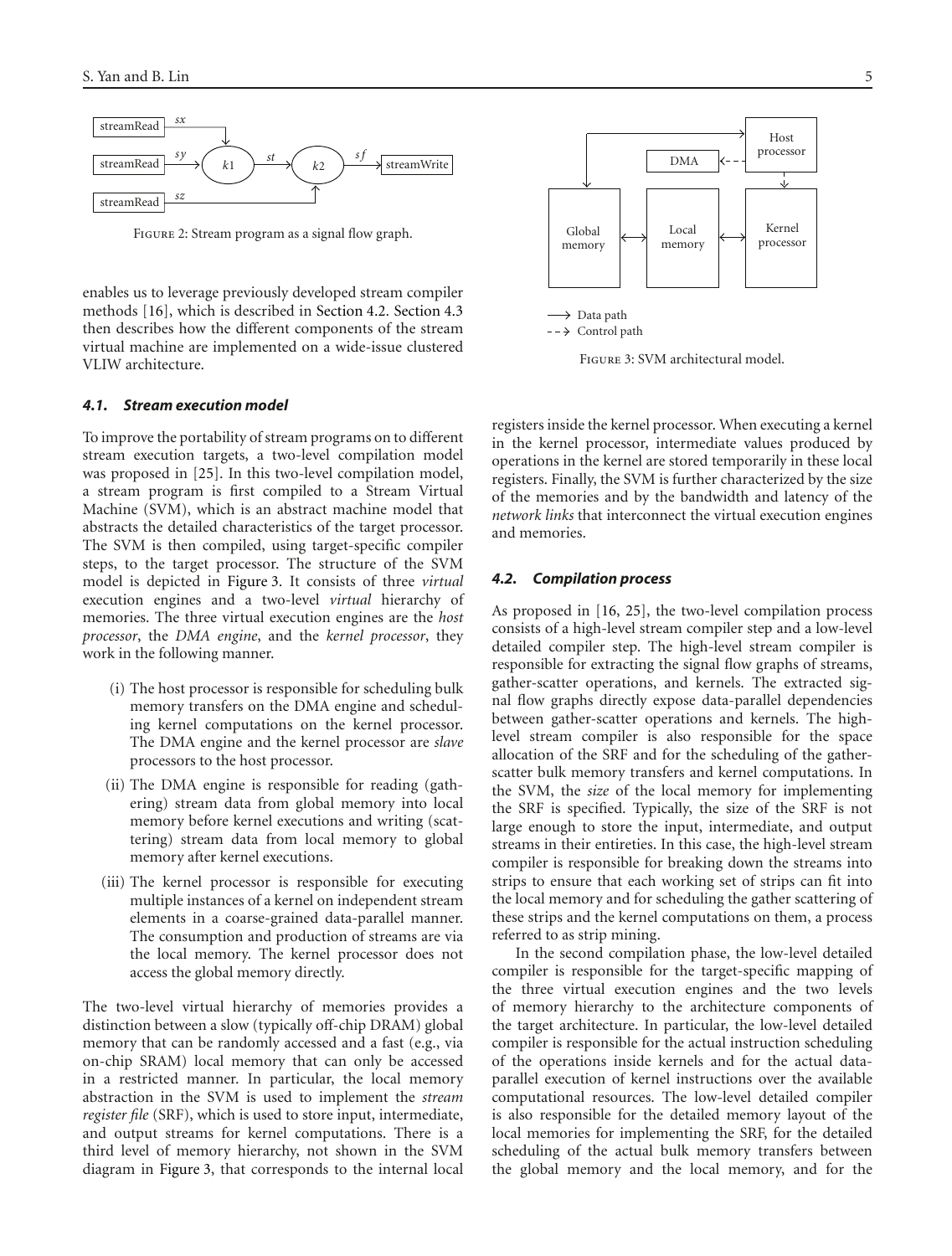streamRead
streamRead
streamRead
sx
sy
sz
k1
st
k2
sf
streamWrite

Figure 2: Stream program as a signal flow graph.

enables us to leverage previously developed stream compiler methods [16], which is described in Section 4.2. Section 4.3 then describes how the different components of the stream virtual machine are implemented on a wide-issue clustered VLIW architecture.

### *4.1. Stream execution model*

To improve the portability of stream programs on to different stream execution targets, a two-level compilation model was proposed in [25]. In this two-level compilation model, a stream program is first compiled to a Stream Virtual Machine (SVM), which is an abstract machine model that abstracts the detailed characteristics of the target processor. The SVM is then compiled, using target-specific compiler steps, to the target processor. The structure of the SVM model is depicted in Figure 3. It consists of three *virtual* execution engines and a two-level *virtual* hierarchy of memories. The three virtual execution engines are the *host processor*, the *DMA engine*, and the *kernel processor*, they work in the following manner.

- (i) The host processor is responsible for scheduling bulk memory transfers on the DMA engine and scheduling kernel computations on the kernel processor. The DMA engine and the kernel processor are *slave* processors to the host processor.
- (ii) The DMA engine is responsible for reading (gathering) stream data from global memory into local memory before kernel executions and writing (scattering) stream data from local memory to global memory after kernel executions.
- (iii) The kernel processor is responsible for executing multiple instances of a kernel on independent stream elements in a coarse-grained data-parallel manner. The consumption and production of streams are via the local memory. The kernel processor does not access the global memory directly.

The two-level virtual hierarchy of memories provides a distinction between a slow (typically off-chip DRAM) global memory that can be randomly accessed and a fast (e.g., via on-chip SRAM) local memory that can only be accessed in a restricted manner. In particular, the local memory abstraction in the SVM is used to implement the *stream register file* (SRF), which is used to store input, intermediate, and output streams for kernel computations. There is a third level of memory hierarchy, not shown in the SVM diagram in Figure 3, that corresponds to the internal local

Host processor
DMA
Global memory
Local memory
Kernel processor
Data path
Control path

Figure 3: SVM architectural model.

registers inside the kernel processor. When executing a kernel in the kernel processor, intermediate values produced by operations in the kernel are stored temporarily in these local registers. Finally, the SVM is further characterized by the size of the memories and by the bandwidth and latency of the *network links* that interconnect the virtual execution engines and memories.

### *4.2. Compilation process*

As proposed in [16, 25], the two-level compilation process consists of a high-level stream compiler step and a low-level detailed compiler step. The high-level stream compiler is responsible for extracting the signal flow graphs of streams, gather-scatter operations, and kernels. The extracted signal flow graphs directly expose data-parallel dependencies between gather-scatter operations and kernels. The high-level stream compiler is also responsible for the space allocation of the SRF and for the scheduling of the gather-scatter bulk memory transfers and kernel computations. In the SVM, the *size* of the local memory for implementing the SRF is specified. Typically, the size of the SRF is not large enough to store the input, intermediate, and output streams in their entireties. In this case, the high-level stream compiler is responsible for breaking down the streams into strips to ensure that each working set of strips can fit into the local memory and for scheduling the gather scattering of these strips and the kernel computations on them, a process referred to as strip mining.

In the second compilation phase, the low-level detailed compiler is responsible for the target-specific mapping of the three virtual execution engines and the two levels of memory hierarchy to the architecture components of the target architecture. In particular, the low-level detailed compiler is responsible for the actual instruction scheduling of the operations inside kernels and for the actual data-parallel execution of kernel instructions over the available computational resources. The low-level detailed compiler is also responsible for the detailed memory layout of the local memories for implementing the SRF, for the detailed scheduling of the actual bulk memory transfers between the global memory and the local memory, and for the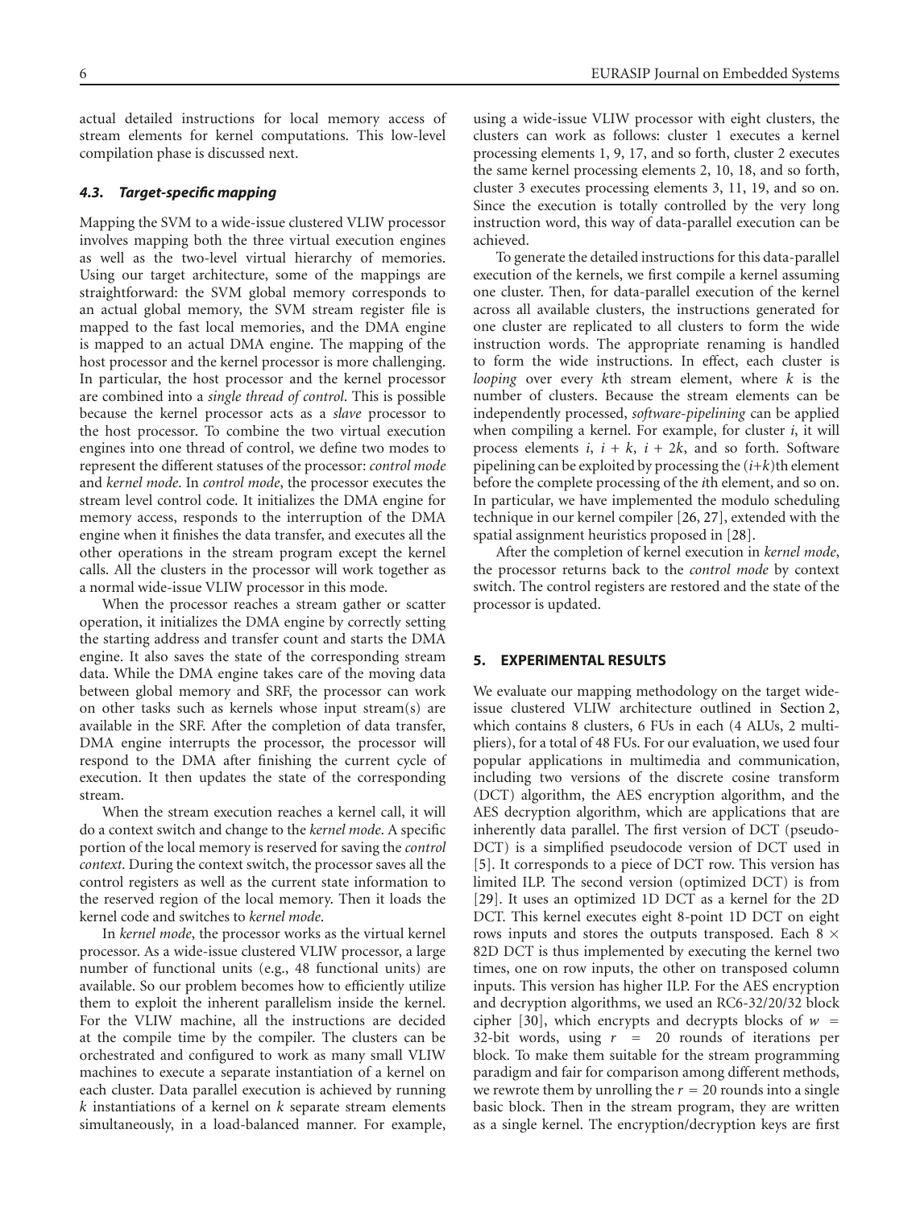actual detailed instructions for local memory access of stream elements for kernel computations. This low-level compilation phase is discussed next.

### *4.3. Target-specific mapping*

Mapping the SVM to a wide-issue clustered VLIW processor involves mapping both the three virtual execution engines as well as the two-level virtual hierarchy of memories. Using our target architecture, some of the mappings are straightforward: the SVM global memory corresponds to an actual global memory, the SVM stream register file is mapped to the fast local memories, and the DMA engine is mapped to an actual DMA engine. The mapping of the host processor and the kernel processor is more challenging. In particular, the host processor and the kernel processor are combined into a *single thread of control*. This is possible because the kernel processor acts as a *slave* processor to the host processor. To combine the two virtual execution engines into one thread of control, we define two modes to represent the different statuses of the processor: *control mode* and *kernel mode*. In *control mode*, the processor executes the stream level control code. It initializes the DMA engine for memory access, responds to the interruption of the DMA engine when it finishes the data transfer, and executes all the other operations in the stream program except the kernel calls. All the clusters in the processor will work together as a normal wide-issue VLIW processor in this mode.

When the processor reaches a stream gather or scatter operation, it initializes the DMA engine by correctly setting the starting address and transfer count and starts the DMA engine. It also saves the state of the corresponding stream data. While the DMA engine takes care of the moving data between global memory and SRF, the processor can work on other tasks such as kernels whose input stream(s) are available in the SRF. After the completion of data transfer, DMA engine interrupts the processor, the processor will respond to the DMA after finishing the current cycle of execution. It then updates the state of the corresponding stream.

When the stream execution reaches a kernel call, it will do a context switch and change to the *kernel mode*. A specific portion of the local memory is reserved for saving the *control context*. During the context switch, the processor saves all the control registers as well as the current state information to the reserved region of the local memory. Then it loads the kernel code and switches to *kernel mode*.

In *kernel mode*, the processor works as the virtual kernel processor. As a wide-issue clustered VLIW processor, a large number of functional units (e.g., 48 functional units) are available. So our problem becomes how to efficiently utilize them to exploit the inherent parallelism inside the kernel. For the VLIW machine, all the instructions are decided at the compile time by the compiler. The clusters can be orchestrated and configured to work as many small VLIW machines to execute a separate instantiation of a kernel on each cluster. Data parallel execution is achieved by running $k$ instantiations of a kernel on $k$ separate stream elements simultaneously, in a load-balanced manner. For example, using a wide-issue VLIW processor with eight clusters, the clusters can work as follows: cluster 1 executes a kernel processing elements 1, 9, 17, and so forth, cluster 2 executes the same kernel processing elements 2, 10, 18, and so forth, cluster 3 executes processing elements 3, 11, 19, and so on. Since the execution is totally controlled by the very long instruction word, this way of data-parallel execution can be achieved.

To generate the detailed instructions for this data-parallel execution of the kernels, we first compile a kernel assuming one cluster. Then, for data-parallel execution of the kernel across all available clusters, the instructions generated for one cluster are replicated to all clusters to form the wide instruction words. The appropriate renaming is handled to form the wide instructions. In effect, each cluster is *looping* over every $k$th stream element, where $k$ is the number of clusters. Because the stream elements can be independently processed, *software-pipelining* can be applied when compiling a kernel. For example, for cluster $i$, it will process elements $i$, $i + k$, $i + 2k$, and so forth. Software pipelining can be exploited by processing the $(i+k)$th element before the complete processing of the $i$th element, and so on. In particular, we have implemented the modulo scheduling technique in our kernel compiler [26, 27], extended with the spatial assignment heuristics proposed in [28].

After the completion of kernel execution in *kernel mode*, the processor returns back to the *control mode* by context switch. The control registers are restored and the state of the processor is updated.

## 5. EXPERIMENTAL RESULTS

We evaluate our mapping methodology on the target wide-issue clustered VLIW architecture outlined in Section 2, which contains 8 clusters, 6 FUs in each (4 ALUs, 2 multipliers), for a total of 48 FUs. For our evaluation, we used four popular applications in multimedia and communication, including two versions of the discrete cosine transform (DCT) algorithm, the AES encryption algorithm, and the AES decryption algorithm, which are applications that are inherently data parallel. The first version of DCT (pseudo-DCT) is a simplified pseudocode version of DCT used in [5]. It corresponds to a piece of DCT row. This version has limited ILP. The second version (optimized DCT) is from [29]. It uses an optimized 1D DCT as a kernel for the 2D DCT. This kernel executes eight 8-point 1D DCT on eight rows inputs and stores the outputs transposed. Each $8 \times 8$ 2D DCT is thus implemented by executing the kernel two times, one on row inputs, the other on transposed column inputs. This version has higher ILP. For the AES encryption and decryption algorithms, we used an RC6-32/20/32 block cipher [30], which encrypts and decrypts blocks of $w$ = 32-bit words, using $r$ = 20 rounds of iterations per block. To make them suitable for the stream programming paradigm and fair for comparison among different methods, we rewrote them by unrolling the $r = 20$ rounds into a single basic block. Then in the stream program, they are written as a single kernel. The encryption/decryption keys are first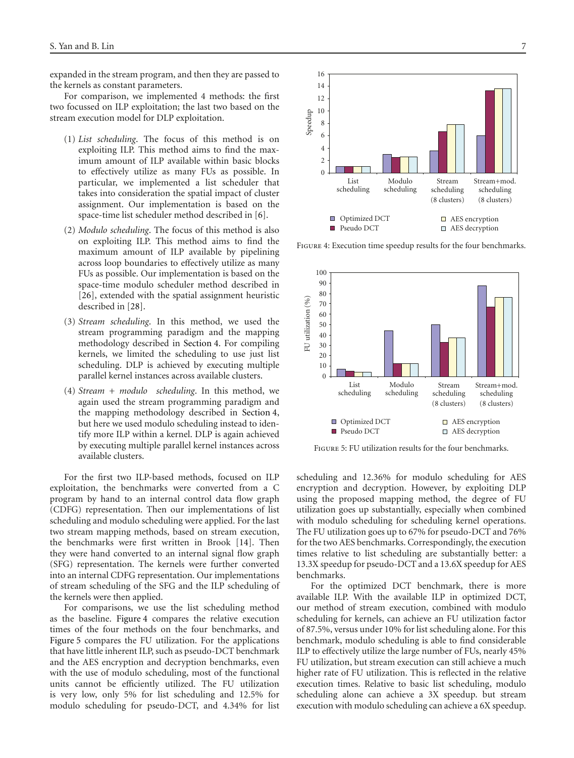expanded in the stream program, and then they are passed to the kernels as constant parameters.

For comparison, we implemented 4 methods: the first two focussed on ILP exploitation; the last two based on the stream execution model for DLP exploitation.

(1) *List scheduling*. The focus of this method is on exploiting ILP. This method aims to find the maximum amount of ILP available within basic blocks to effectively utilize as many FUs as possible. In particular, we implemented a list scheduler that takes into consideration the spatial impact of cluster assignment. Our implementation is based on the space-time list scheduler method described in [6].

(2) *Modulo scheduling*. The focus of this method is also on exploiting ILP. This method aims to find the maximum amount of ILP available by pipelining across loop boundaries to effectively utilize as many FUs as possible. Our implementation is based on the space-time modulo scheduler method described in [26], extended with the spatial assignment heuristic described in [28].

(3) *Stream scheduling*. In this method, we used the stream programming paradigm and the mapping methodology described in Section 4. For compiling kernels, we limited the scheduling to use just list scheduling. DLP is achieved by executing multiple parallel kernel instances across available clusters.

(4) *Stream + modulo scheduling*. In this method, we again used the stream programming paradigm and the mapping methodology described in Section 4, but here we used modulo scheduling instead to identify more ILP within a kernel. DLP is again achieved by executing multiple parallel kernel instances across available clusters.

For the first two ILP-based methods, focused on ILP exploitation, the benchmarks were converted from a C program by hand to an internal control data flow graph (CDFG) representation. Then our implementations of list scheduling and modulo scheduling were applied. For the last two stream mapping methods, based on stream execution, the benchmarks were first written in Brook [14]. Then they were hand converted to an internal signal flow graph (SFG) representation. The kernels were further converted into an internal CDFG representation. Our implementations of stream scheduling of the SFG and the ILP scheduling of the kernels were then applied.

For comparisons, we use the list scheduling method as the baseline. Figure 4 compares the relative execution times of the four methods on the four benchmarks, and Figure 5 compares the FU utilization. For the applications that have little inherent ILP, such as pseudo-DCT benchmark and the AES encryption and decryption benchmarks, even with the use of modulo scheduling, most of the functional units cannot be efficiently utilized. The FU utilization is very low, only 5% for list scheduling and 12.5% for modulo scheduling for pseudo-DCT, and 4.34% for list scheduling and 12.36% for modulo scheduling for AES encryption and decryption. However, by exploiting DLP using the proposed mapping method, the degree of FU utilization goes up substantially, especially when combined with modulo scheduling for scheduling kernel operations. The FU utilization goes up to 67% for pseudo-DCT and 76% for the two AES benchmarks. Correspondingly, the execution times relative to list scheduling are substantially better: a 13.3X speedup for pseudo-DCT and a 13.6X speedup for AES benchmarks.

For the optimized DCT benchmark, there is more available ILP. With the available ILP in optimized DCT, our method of stream execution, combined with modulo scheduling for kernels, can achieve an FU utilization factor of 87.5%, versus under 10% for list scheduling alone. For this benchmark, modulo scheduling is able to find considerable ILP to effectively utilize the large number of FUs, nearly 45% FU utilization, but stream execution can still achieve a much higher rate of FU utilization. This is reflected in the relative execution times. Relative to basic list scheduling, modulo scheduling alone can achieve a 3X speedup. but stream execution with modulo scheduling can achieve a 6X speedup.

Figure 4: Execution time speedup results for the four benchmarks.

Figure 5: FU utilization results for the four benchmarks.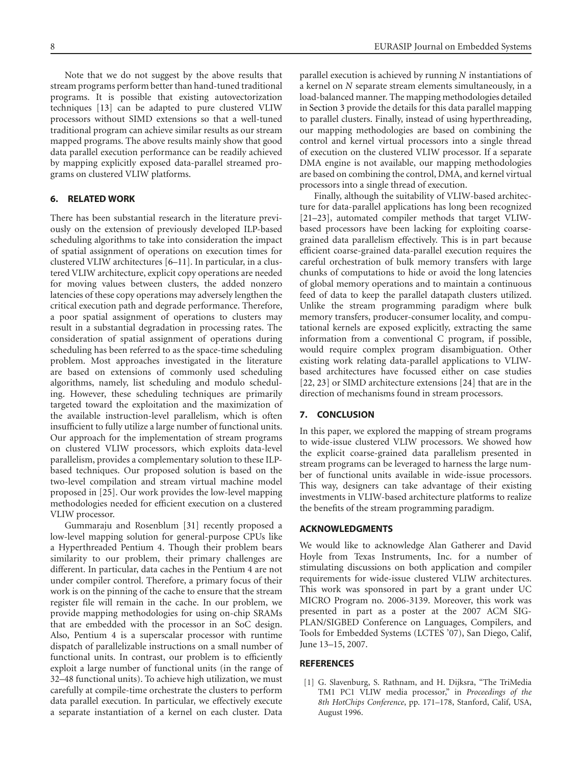Note that we do not suggest by the above results that stream programs perform better than hand-tuned traditional programs. It is possible that existing autovectorization techniques [13] can be adapted to pure clustered VLIW processors without SIMD extensions so that a well-tuned traditional program can achieve similar results as our stream mapped programs. The above results mainly show that good data parallel execution performance can be readily achieved by mapping explicitly exposed data-parallel streamed programs on clustered VLIW platforms.

## 6. RELATED WORK

There has been substantial research in the literature previously on the extension of previously developed ILP-based scheduling algorithms to take into consideration the impact of spatial assignment of operations on execution times for clustered VLIW architectures [6–11]. In particular, in a clustered VLIW architecture, explicit copy operations are needed for moving values between clusters, the added nonzero latencies of these copy operations may adversely lengthen the critical execution path and degrade performance. Therefore, a poor spatial assignment of operations to clusters may result in a substantial degradation in processing rates. The consideration of spatial assignment of operations during scheduling has been referred to as the space-time scheduling problem. Most approaches investigated in the literature are based on extensions of commonly used scheduling algorithms, namely, list scheduling and modulo scheduling. However, these scheduling techniques are primarily targeted toward the exploitation and the maximization of the available instruction-level parallelism, which is often insufficient to fully utilize a large number of functional units. Our approach for the implementation of stream programs on clustered VLIW processors, which exploits data-level parallelism, provides a complementary solution to these ILP-based techniques. Our proposed solution is based on the two-level compilation and stream virtual machine model proposed in [25]. Our work provides the low-level mapping methodologies needed for efficient execution on a clustered VLIW processor.

Gummaraju and Rosenblum [31] recently proposed a low-level mapping solution for general-purpose CPUs like a Hyperthreaded Pentium 4. Though their problem bears similarity to our problem, their primary challenges are different. In particular, data caches in the Pentium 4 are not under compiler control. Therefore, a primary focus of their work is on the pinning of the cache to ensure that the stream register file will remain in the cache. In our problem, we provide mapping methodologies for using on-chip SRAMs that are embedded with the processor in an SoC design. Also, Pentium 4 is a superscalar processor with runtime dispatch of parallelizable instructions on a small number of functional units. In contrast, our problem is to efficiently exploit a large number of functional units (in the range of 32–48 functional units). To achieve high utilization, we must carefully at compile-time orchestrate the clusters to perform data parallel execution. In particular, we effectively execute a separate instantiation of a kernel on each cluster. Data parallel execution is achieved by running $N$ instantiations of a kernel on $N$ separate stream elements simultaneously, in a load-balanced manner. The mapping methodologies detailed in Section 3 provide the details for this data parallel mapping to parallel clusters. Finally, instead of using hyperthreading, our mapping methodologies are based on combining the control and kernel virtual processors into a single thread of execution on the clustered VLIW processor. If a separate DMA engine is not available, our mapping methodologies are based on combining the control, DMA, and kernel virtual processors into a single thread of execution.

Finally, although the suitability of VLIW-based architecture for data-parallel applications has long been recognized [21–23], automated compiler methods that target VLIW-based processors have been lacking for exploiting coarse-grained data parallelism effectively. This is in part because efficient coarse-grained data-parallel execution requires the careful orchestration of bulk memory transfers with large chunks of computations to hide or avoid the long latencies of global memory operations and to maintain a continuous feed of data to keep the parallel datapath clusters utilized. Unlike the stream programming paradigm where bulk memory transfers, producer-consumer locality, and computational kernels are exposed explicitly, extracting the same information from a conventional C program, if possible, would require complex program disambiguation. Other existing work relating data-parallel applications to VLIW-based architectures have focussed either on case studies [22, 23] or SIMD architecture extensions [24] that are in the direction of mechanisms found in stream processors.

## 7. CONCLUSION

In this paper, we explored the mapping of stream programs to wide-issue clustered VLIW processors. We showed how the explicit coarse-grained data parallelism presented in stream programs can be leveraged to harness the large number of functional units available in wide-issue processors. This way, designers can take advantage of their existing investments in VLIW-based architecture platforms to realize the benefits of the stream programming paradigm.

## ACKNOWLEDGMENTS

We would like to acknowledge Alan Gatherer and David Hoyle from Texas Instruments, Inc. for a number of stimulating discussions on both application and compiler requirements for wide-issue clustered VLIW architectures. This work was sponsored in part by a grant under UC MICRO Program no. 2006-3139. Moreover, this work was presented in part as a poster at the 2007 ACM SIGPLAN/SIGBED Conference on Languages, Compilers, and Tools for Embedded Systems (LCTES '07), San Diego, Calif, June 13–15, 2007.

## REFERENCES

[1] G. Slavenburg, S. Rathnam, and H. Dijksra, "The TriMedia TM1 PC1 VLIW media processor," in *Proceedings of the 8th HotChips Conference*, pp. 171–178, Stanford, Calif, USA, August 1996.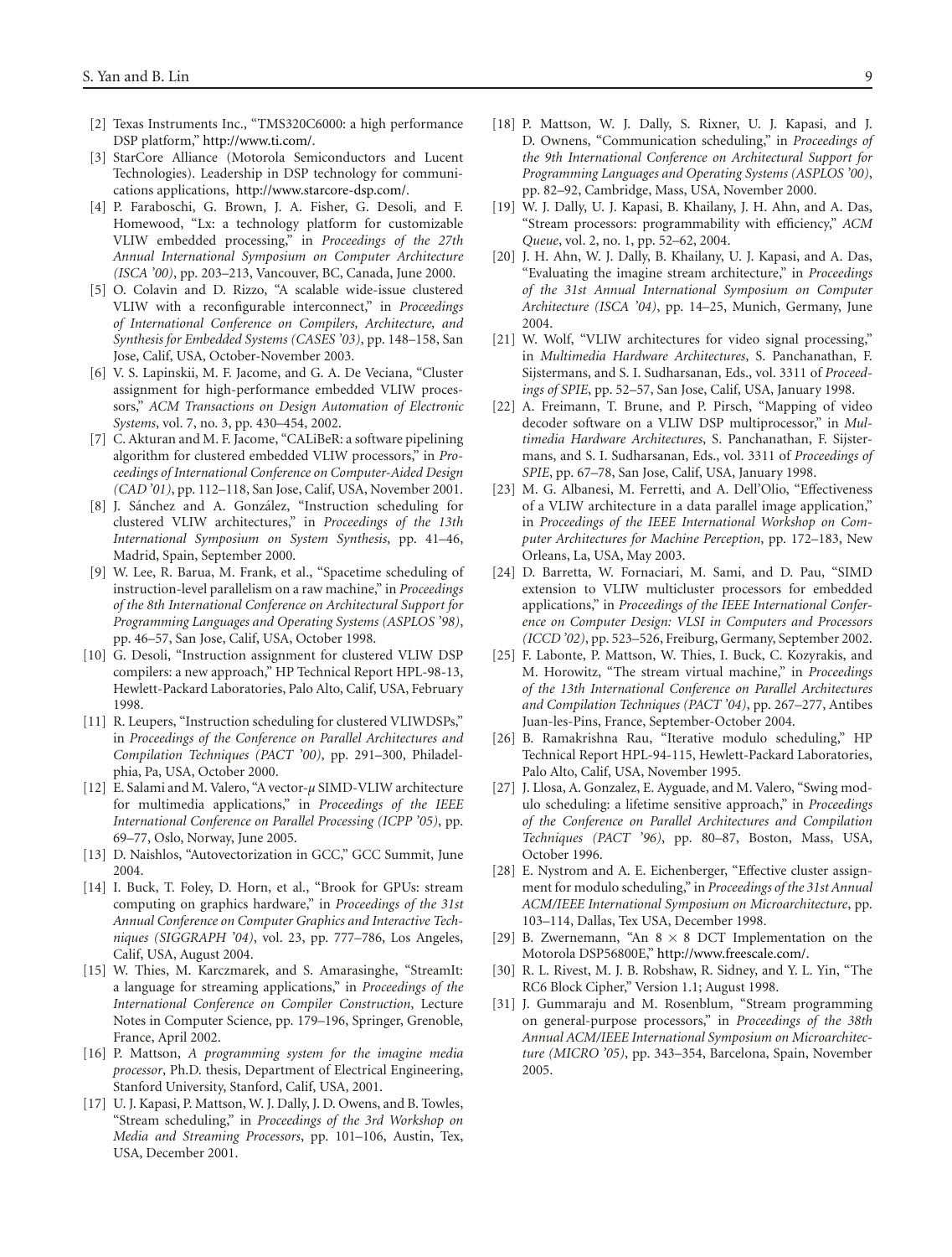[2] Texas Instruments Inc., "TMS320C6000: a high performance DSP platform," http://www.ti.com/.

[3] StarCore Alliance (Motorola Semiconductors and Lucent Technologies). Leadership in DSP technology for communications applications, http://www.starcore-dsp.com/.

[4] P. Faraboschi, G. Brown, J. A. Fisher, G. Desoli, and F. Homewood, "Lx: a technology platform for customizable VLIW embedded processing," in *Proceedings of the 27th Annual International Symposium on Computer Architecture (ISCA '00)*, pp. 203–213, Vancouver, BC, Canada, June 2000.

[5] O. Colavin and D. Rizzo, "A scalable wide-issue clustered VLIW with a reconfigurable interconnect," in *Proceedings of International Conference on Compilers, Architecture, and Synthesis for Embedded Systems (CASES '03)*, pp. 148–158, San Jose, Calif, USA, October-November 2003.

[6] V. S. Lapinskii, M. F. Jacome, and G. A. De Veciana, "Cluster assignment for high-performance embedded VLIW processors," *ACM Transactions on Design Automation of Electronic Systems*, vol. 7, no. 3, pp. 430–454, 2002.

[7] C. Akturan and M. F. Jacome, "CALiBeR: a software pipelining algorithm for clustered embedded VLIW processors," in *Proceedings of International Conference on Computer-Aided Design (CAD '01)*, pp. 112–118, San Jose, Calif, USA, November 2001.

[8] J. Sánchez and A. González, "Instruction scheduling for clustered VLIW architectures," in *Proceedings of the 13th International Symposium on System Synthesis*, pp. 41–46, Madrid, Spain, September 2000.

[9] W. Lee, R. Barua, M. Frank, et al., "Spacetime scheduling of instruction-level parallelism on a raw machine," in *Proceedings of the 8th International Conference on Architectural Support for Programming Languages and Operating Systems (ASPLOS '98)*, pp. 46–57, San Jose, Calif, USA, October 1998.

[10] G. Desoli, "Instruction assignment for clustered VLIW DSP compilers: a new approach," HP Technical Report HPL-98-13, Hewlett-Packard Laboratories, Palo Alto, Calif, USA, February 1998.

[11] R. Leupers, "Instruction scheduling for clustered VLIWDSPs," in *Proceedings of the Conference on Parallel Architectures and Compilation Techniques (PACT '00)*, pp. 291–300, Philadelphia, Pa, USA, October 2000.

[12] E. Salami and M. Valero, "A vector-$\mu$ SIMD-VLIW architecture for multimedia applications," in *Proceedings of the IEEE International Conference on Parallel Processing (ICPP '05)*, pp. 69–77, Oslo, Norway, June 2005.

[13] D. Naishlos, "Autovectorization in GCC," GCC Summit, June 2004.

[14] I. Buck, T. Foley, D. Horn, et al., "Brook for GPUs: stream computing on graphics hardware," in *Proceedings of the 31st Annual Conference on Computer Graphics and Interactive Techniques (SIGGRAPH '04)*, vol. 23, pp. 777–786, Los Angeles, Calif, USA, August 2004.

[15] W. Thies, M. Karczmarek, and S. Amarasinghe, "StreamIt: a language for streaming applications," in *Proceedings of the International Conference on Compiler Construction*, Lecture Notes in Computer Science, pp. 179–196, Springer, Grenoble, France, April 2002.

[16] P. Mattson, *A programming system for the imagine media processor*, Ph.D. thesis, Department of Electrical Engineering, Stanford University, Stanford, Calif, USA, 2001.

[17] U. J. Kapasi, P. Mattson, W. J. Dally, J. D. Owens, and B. Towles, "Stream scheduling," in *Proceedings of the 3rd Workshop on Media and Streaming Processors*, pp. 101–106, Austin, Tex, USA, December 2001.

[18] P. Mattson, W. J. Dally, S. Rixner, U. J. Kapasi, and J. D. Ownens, "Communication scheduling," in *Proceedings of the 9th International Conference on Architectural Support for Programming Languages and Operating Systems (ASPLOS '00)*, pp. 82–92, Cambridge, Mass, USA, November 2000.

[19] W. J. Dally, U. J. Kapasi, B. Khailany, J. H. Ahn, and A. Das, "Stream processors: programmability with efficiency," *ACM Queue*, vol. 2, no. 1, pp. 52–62, 2004.

[20] J. H. Ahn, W. J. Dally, B. Khailany, U. J. Kapasi, and A. Das, "Evaluating the imagine stream architecture," in *Proceedings of the 31st Annual International Symposium on Computer Architecture (ISCA '04)*, pp. 14–25, Munich, Germany, June 2004.

[21] W. Wolf, "VLIW architectures for video signal processing," in *Multimedia Hardware Architectures*, S. Panchanathan, F. Sijstermans, and S. I. Sudharsanan, Eds., vol. 3311 of *Proceedings of SPIE*, pp. 52–57, San Jose, Calif, USA, January 1998.

[22] A. Freimann, T. Brune, and P. Pirsch, "Mapping of video decoder software on a VLIW DSP multiprocessor," in *Multimedia Hardware Architectures*, S. Panchanathan, F. Sijstermans, and S. I. Sudharsanan, Eds., vol. 3311 of *Proceedings of SPIE*, pp. 67–78, San Jose, Calif, USA, January 1998.

[23] M. G. Albanesi, M. Ferretti, and A. Dell'Olio, "Effectiveness of a VLIW architecture in a data parallel image application," in *Proceedings of the IEEE International Workshop on Computer Architectures for Machine Perception*, pp. 172–183, New Orleans, La, USA, May 2003.

[24] D. Barretta, W. Fornaciari, M. Sami, and D. Pau, "SIMD extension to VLIW multicluster processors for embedded applications," in *Proceedings of the IEEE International Conference on Computer Design: VLSI in Computers and Processors (ICCD '02)*, pp. 523–526, Freiburg, Germany, September 2002.

[25] F. Labonte, P. Mattson, W. Thies, I. Buck, C. Kozyrakis, and M. Horowitz, "The stream virtual machine," in *Proceedings of the 13th International Conference on Parallel Architectures and Compilation Techniques (PACT '04)*, pp. 267–277, Antibes Juan-les-Pins, France, September-October 2004.

[26] B. Ramakrishna Rau, "Iterative modulo scheduling," HP Technical Report HPL-94-115, Hewlett-Packard Laboratories, Palo Alto, Calif, USA, November 1995.

[27] J. Llosa, A. Gonzalez, E. Ayguade, and M. Valero, "Swing modulo scheduling: a lifetime sensitive approach," in *Proceedings of the Conference on Parallel Architectures and Compilation Techniques (PACT '96)*, pp. 80–87, Boston, Mass, USA, October 1996.

[28] E. Nystrom and A. E. Eichenberger, "Effective cluster assignment for modulo scheduling," in *Proceedings of the 31st Annual ACM/IEEE International Symposium on Microarchitecture*, pp. 103–114, Dallas, Tex USA, December 1998.

[29] B. Zwernemann, "An $8 \times 8$ DCT Implementation on the Motorola DSP56800E," http://www.freescale.com/.

[30] R. L. Rivest, M. J. B. Robshaw, R. Sidney, and Y. L. Yin, "The RC6 Block Cipher," Version 1.1; August 1998.

[31] J. Gummaraju and M. Rosenblum, "Stream programming on general-purpose processors," in *Proceedings of the 38th Annual ACM/IEEE International Symposium on Microarchitecture (MICRO '05)*, pp. 343–354, Barcelona, Spain, November 2005.